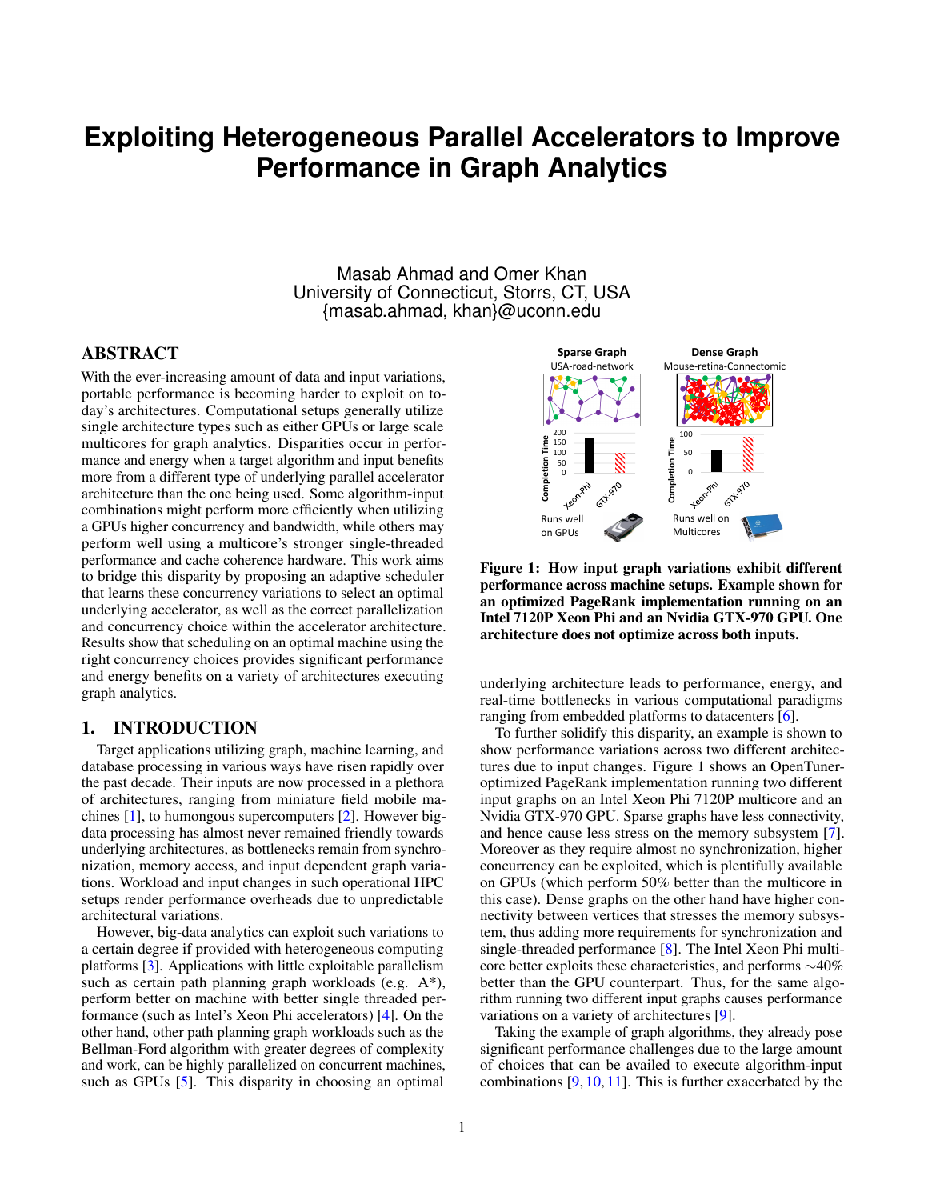# Exploiting Heterogeneous Parallel Accelerators to Improve Performance in Graph Analytics

Masab Ahmad and Omer Khan
University of Connecticut, Storrs, CT, USA
{masab.ahmad, khan}@uconn.edu

## ABSTRACT

With the ever-increasing amount of data and input variations, portable performance is becoming harder to exploit on today's architectures. Computational setups generally utilize single architecture types such as either GPUs or large scale multicores for graph analytics. Disparities occur in performance and energy when a target algorithm and input benefits more from a different type of underlying parallel accelerator architecture than the one being used. Some algorithm-input combinations might perform more efficiently when utilizing a GPUs higher concurrency and bandwidth, while others may perform well using a multicore's stronger single-threaded performance and cache coherence hardware. This work aims to bridge this disparity by proposing an adaptive scheduler that learns these concurrency variations to select an optimal underlying accelerator, as well as the correct parallelization and concurrency choice within the accelerator architecture. Results show that scheduling on an optimal machine using the right concurrency choices provides significant performance and energy benefits on a variety of architectures executing graph analytics.

## 1. INTRODUCTION

Target applications utilizing graph, machine learning, and database processing in various ways have risen rapidly over the past decade. Their inputs are now processed in a plethora of architectures, ranging from miniature field mobile machines [1], to humongous supercomputers [2]. However big-data processing has almost never remained friendly towards underlying architectures, as bottlenecks remain from synchronization, memory access, and input dependent graph variations. Workload and input changes in such operational HPC setups render performance overheads due to unpredictable architectural variations.

However, big-data analytics can exploit such variations to a certain degree if provided with heterogeneous computing platforms [3]. Applications with little exploitable parallelism such as certain path planning graph workloads (e.g. A*), perform better on machine with better single threaded performance (such as Intel's Xeon Phi accelerators) [4]. On the other hand, other path planning graph workloads such as the Bellman-Ford algorithm with greater degrees of complexity and work, can be highly parallelized on concurrent machines, such as GPUs [5]. This disparity in choosing an optimal underlying architecture leads to performance, energy, and real-time bottlenecks in various computational paradigms ranging from embedded platforms to datacenters [6].

**Figure 1: How input graph variations exhibit different performance across machine setups. Example shown for an optimized PageRank implementation running on an Intel 7120P Xeon Phi and an Nvidia GTX-970 GPU. One architecture does not optimize across both inputs.**

To further solidify this disparity, an example is shown to show performance variations across two different architectures due to input changes. Figure 1 shows an OpenTuner-optimized PageRank implementation running two different input graphs on an Intel Xeon Phi 7120P multicore and an Nvidia GTX-970 GPU. Sparse graphs have less connectivity, and hence cause less stress on the memory subsystem [7]. Moreover as they require almost no synchronization, higher concurrency can be exploited, which is plentifully available on GPUs (which perform 50% better than the multicore in this case). Dense graphs on the other hand have higher connectivity between vertices that stresses the memory subsystem, thus adding more requirements for synchronization and single-threaded performance [8]. The Intel Xeon Phi multicore better exploits these characteristics, and performs ~40% better than the GPU counterpart. Thus, for the same algorithm running two different input graphs causes performance variations on a variety of architectures [9].

Taking the example of graph algorithms, they already pose significant performance challenges due to the large amount of choices that can be availed to execute algorithm-input combinations [9, 10, 11]. This is further exacerbated by the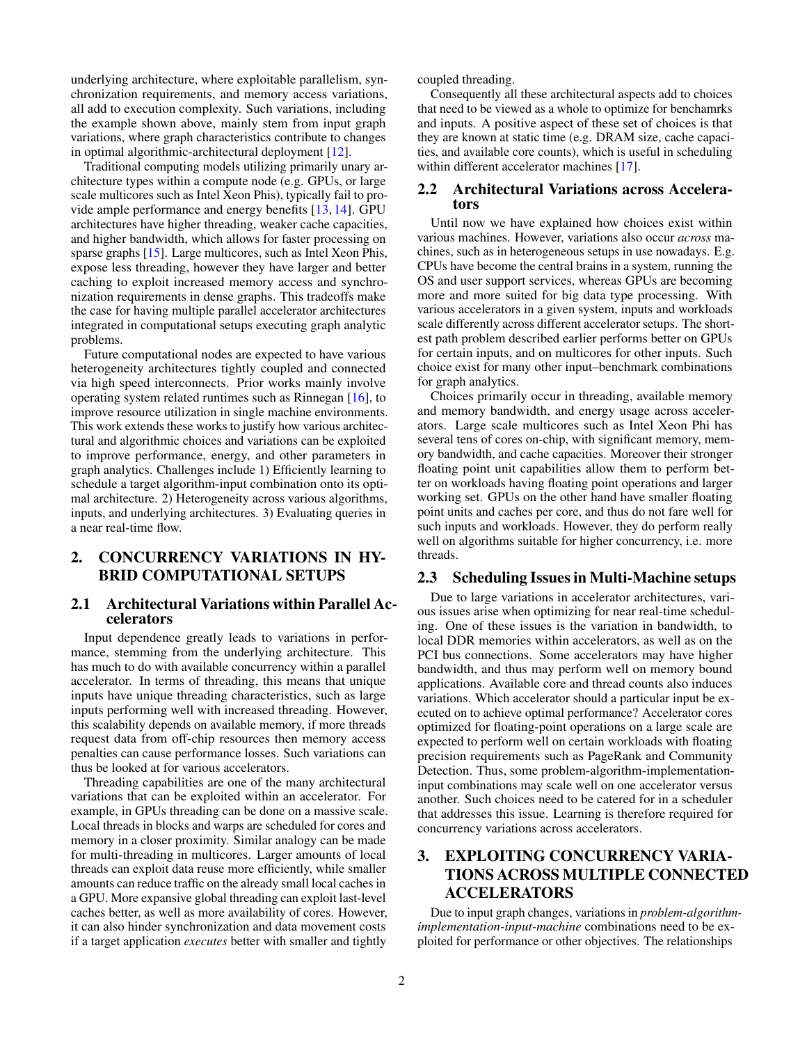underlying architecture, where exploitable parallelism, synchronization requirements, and memory access variations, all add to execution complexity. Such variations, including the example shown above, mainly stem from input graph variations, where graph characteristics contribute to changes in optimal algorithmic-architectural deployment [12].

Traditional computing models utilizing primarily unary architecture types within a compute node (e.g. GPUs, or large scale multicores such as Intel Xeon Phis), typically fail to provide ample performance and energy benefits [13, 14]. GPU architectures have higher threading, weaker cache capacities, and higher bandwidth, which allows for faster processing on sparse graphs [15]. Large multicores, such as Intel Xeon Phis, expose less threading, however they have larger and better caching to exploit increased memory access and synchronization requirements in dense graphs. This tradeoffs make the case for having multiple parallel accelerator architectures integrated in computational setups executing graph analytic problems.

Future computational nodes are expected to have various heterogeneity architectures tightly coupled and connected via high speed interconnects. Prior works mainly involve operating system related runtimes such as Rinnegan [16], to improve resource utilization in single machine environments. This work extends these works to justify how various architectural and algorithmic choices and variations can be exploited to improve performance, energy, and other parameters in graph analytics. Challenges include 1) Efficiently learning to schedule a target algorithm-input combination onto its optimal architecture. 2) Heterogeneity across various algorithms, inputs, and underlying architectures. 3) Evaluating queries in a near real-time flow.

# 2. CONCURRENCY VARIATIONS IN HYBRID COMPUTATIONAL SETUPS

## 2.1 Architectural Variations within Parallel Accelerators

Input dependence greatly leads to variations in performance, stemming from the underlying architecture. This has much to do with available concurrency within a parallel accelerator. In terms of threading, this means that unique inputs have unique threading characteristics, such as large inputs performing well with increased threading. However, this scalability depends on available memory, if more threads request data from off-chip resources then memory access penalties can cause performance losses. Such variations can thus be looked at for various accelerators.

Threading capabilities are one of the many architectural variations that can be exploited within an accelerator. For example, in GPUs threading can be done on a massive scale. Local threads in blocks and warps are scheduled for cores and memory in a closer proximity. Similar analogy can be made for multi-threading in multicores. Larger amounts of local threads can exploit data reuse more efficiently, while smaller amounts can reduce traffic on the already small local caches in a GPU. More expansive global threading can exploit last-level caches better, as well as more availability of cores. However, it can also hinder synchronization and data movement costs if a target application *executes* better with smaller and tightly coupled threading.

Consequently all these architectural aspects add to choices that need to be viewed as a whole to optimize for benchamrks and inputs. A positive aspect of these set of choices is that they are known at static time (e.g. DRAM size, cache capacities, and available core counts), which is useful in scheduling within different accelerator machines [17].

## 2.2 Architectural Variations across Accelerators

Until now we have explained how choices exist within various machines. However, variations also occur *across* machines, such as in heterogeneous setups in use nowadays. E.g. CPUs have become the central brains in a system, running the OS and user support services, whereas GPUs are becoming more and more suited for big data type processing. With various accelerators in a given system, inputs and workloads scale differently across different accelerator setups. The shortest path problem described earlier performs better on GPUs for certain inputs, and on multicores for other inputs. Such choice exist for many other input–benchmark combinations for graph analytics.

Choices primarily occur in threading, available memory and memory bandwidth, and energy usage across accelerators. Large scale multicores such as Intel Xeon Phi has several tens of cores on-chip, with significant memory, memory bandwidth, and cache capacities. Moreover their stronger floating point unit capabilities allow them to perform better on workloads having floating point operations and larger working set. GPUs on the other hand have smaller floating point units and caches per core, and thus do not fare well for such inputs and workloads. However, they do perform really well on algorithms suitable for higher concurrency, i.e. more threads.

## 2.3 Scheduling Issues in Multi-Machine setups

Due to large variations in accelerator architectures, various issues arise when optimizing for near real-time scheduling. One of these issues is the variation in bandwidth, to local DDR memories within accelerators, as well as on the PCI bus connections. Some accelerators may have higher bandwidth, and thus may perform well on memory bound applications. Available core and thread counts also induces variations. Which accelerator should a particular input be executed on to achieve optimal performance? Accelerator cores optimized for floating-point operations on a large scale are expected to perform well on certain workloads with floating precision requirements such as PageRank and Community Detection. Thus, some problem-algorithm-implementation-input combinations may scale well on one accelerator versus another. Such choices need to be catered for in a scheduler that addresses this issue. Learning is therefore required for concurrency variations across accelerators.

# 3. EXPLOITING CONCURRENCY VARIATIONS ACROSS MULTIPLE CONNECTED ACCELERATORS

Due to input graph changes, variations in *problem-algorithm-implementation-input-machine* combinations need to be exploited for performance or other objectives. The relationships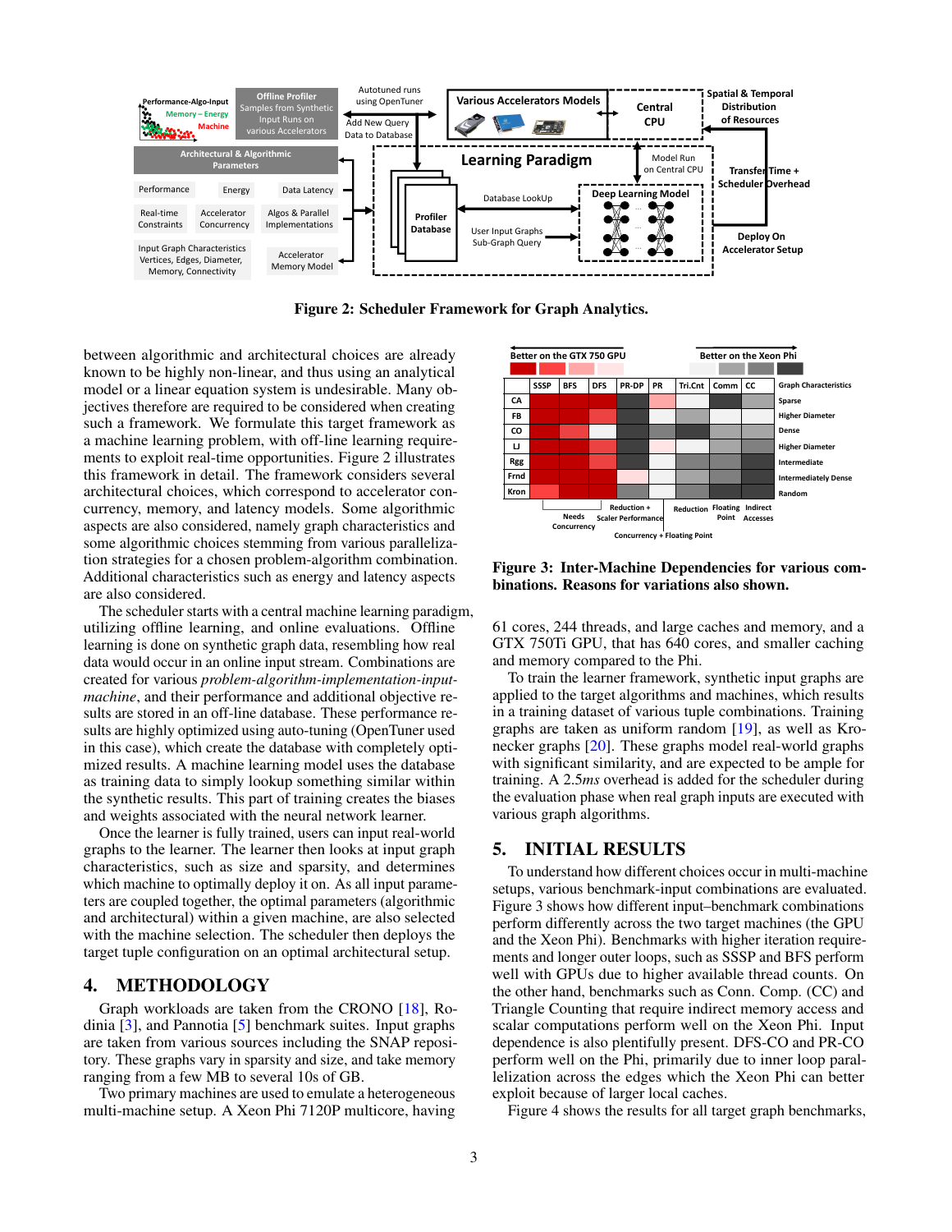Performance-Algo-Input
Memory – Energy
Machine

Offline Profiler
Samples from Synthetic Input Runs on various Accelerators

Autotuned runs using OpenTuner

Add New Query Data to Database

Various Accelerators Models

Central CPU

Spatial & Temporal Distribution of Resources

Architectural & Algorithmic Parameters

Performance
Energy
Data Latency
Real-time Constraints
Accelerator Concurrency
Algos & Parallel Implementations
Input Graph Characteristics Vertices, Edges, Diameter, Memory, Connectivity
Accelerator Memory Model

Learning Paradigm

Model Run on Central CPU

Profiler Database

Database LookUp

Deep Learning Model

User Input Graphs Sub-Graph Query

Transfer Time + Scheduler Overhead

Deploy On Accelerator Setup

**Figure 2: Scheduler Framework for Graph Analytics.**

between algorithmic and architectural choices are already known to be highly non-linear, and thus using an analytical model or a linear equation system is undesirable. Many objectives therefore are required to be considered when creating such a framework. We formulate this target framework as a machine learning problem, with off-line learning requirements to exploit real-time opportunities. Figure 2 illustrates this framework in detail. The framework considers several architectural choices, which correspond to accelerator concurrency, memory, and latency models. Some algorithmic aspects are also considered, namely graph characteristics and some algorithmic choices stemming from various parallelization strategies for a chosen problem-algorithm combination. Additional characteristics such as energy and latency aspects are also considered.

The scheduler starts with a central machine learning paradigm, utilizing offline learning, and online evaluations. Offline learning is done on synthetic graph data, resembling how real data would occur in an online input stream. Combinations are created for various *problem-algorithm-implementation-input-machine*, and their performance and additional objective results are stored in an off-line database. These performance results are highly optimized using auto-tuning (OpenTuner used in this case), which create the database with completely optimized results. A machine learning model uses the database as training data to simply lookup something similar within the synthetic results. This part of training creates the biases and weights associated with the neural network learner.

Once the learner is fully trained, users can input real-world graphs to the learner. The learner then looks at input graph characteristics, such as size and sparsity, and determines which machine to optimally deploy it on. As all input parameters are coupled together, the optimal parameters (algorithmic and architectural) within a given machine, are also selected with the machine selection. The scheduler then deploys the target tuple configuration on an optimal architectural setup.

## 4. METHODOLOGY

Graph workloads are taken from the CRONO [18], Rodinia [3], and Pannotia [5] benchmark suites. Input graphs are taken from various sources including the SNAP repository. These graphs vary in sparsity and size, and take memory ranging from a few MB to several 10s of GB.

Two primary machines are used to emulate a heterogeneous multi-machine setup. A Xeon Phi 7120P multicore, having 61 cores, 244 threads, and large caches and memory, and a GTX 750Ti GPU, that has 640 cores, and smaller caching and memory compared to the Phi.

To train the learner framework, synthetic input graphs are applied to the target algorithms and machines, which results in a training dataset of various tuple combinations. Training graphs are taken as uniform random [19], as well as Kronecker graphs [20]. These graphs model real-world graphs with significant similarity, and are expected to be ample for training. A 2.5*ms* overhead is added for the scheduler during the evaluation phase when real graph inputs are executed with various graph algorithms.

Better on the GTX 750 GPU
Better on the Xeon Phi

SSSP BFS DFS PR-DP PR Tri.Cnt Comm CC
CA FB CO LJ Rgg Frnd Kron

Graph Characteristics
Sparse
Higher Diameter
Dense
Higher Diameter
Intermediate
Intermediately Dense
Random

Needs Concurrency
Reduction + Scaler Performance
Reduction
Floating Point
Indirect Accesses
Concurrency + Floating Point

**Figure 3: Inter-Machine Dependencies for various combinations. Reasons for variations also shown.**

## 5. INITIAL RESULTS

To understand how different choices occur in multi-machine setups, various benchmark-input combinations are evaluated. Figure 3 shows how different input–benchmark combinations perform differently across the two target machines (the GPU and the Xeon Phi). Benchmarks with higher iteration requirements and longer outer loops, such as SSSP and BFS perform well with GPUs due to higher available thread counts. On the other hand, benchmarks such as Conn. Comp. (CC) and Triangle Counting that require indirect memory access and scalar computations perform well on the Xeon Phi. Input dependence is also plentifully present. DFS-CO and PR-CO perform well on the Phi, primarily due to inner loop parallelization across the edges which the Xeon Phi can better exploit because of larger local caches.

Figure 4 shows the results for all target graph benchmarks,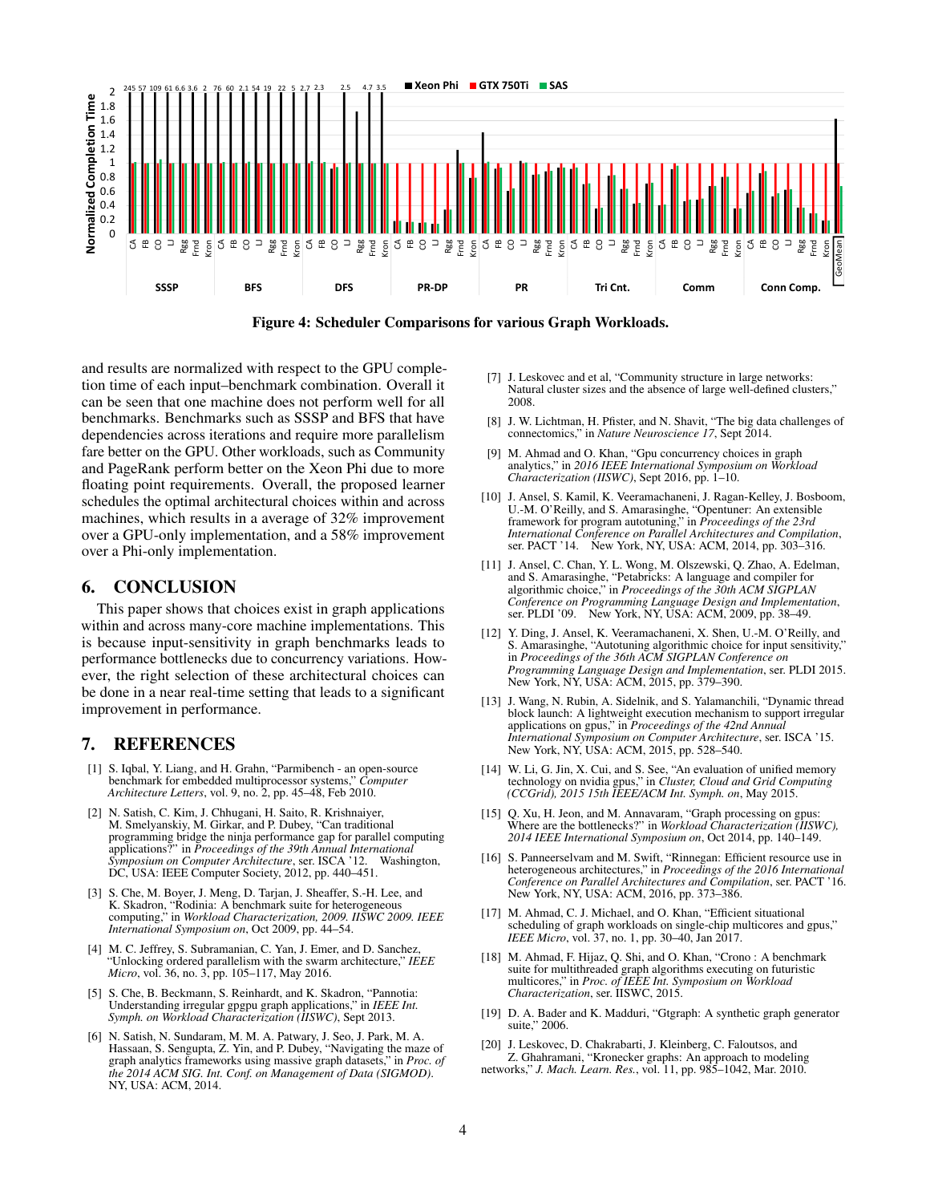2
1.8
1.6
1.4
1.2
1
0.8
0.6
0.4
0.2
0

Normalized Completion Time

245 57 109 61 6.6 3.6 2 76 60 2.1 54 19 22 5 2.7 2.3 2.5 4.7 3.5

Xeon Phi GTX 750Ti SAS

CA FB CO LJ Rgg Frnd Kron CA FB CO LJ Rgg Frnd Kron CA FB CO LJ Rgg Frnd Kron CA FB CO LJ Rgg Frnd Kron CA FB CO LJ Rgg Frnd Kron CA FB CO LJ Rgg Frnd Kron CA FB CO LJ Rgg Frnd Kron CA FB CO LJ Rgg Frnd Kron GeoMean

SSSP BFS DFS PR-DP PR Tri Cnt. Comm Conn Comp.

**Figure 4: Scheduler Comparisons for various Graph Workloads.**

and results are normalized with respect to the GPU completion time of each input–benchmark combination. Overall it can be seen that one machine does not perform well for all benchmarks. Benchmarks such as SSSP and BFS that have dependencies across iterations and require more parallelism fare better on the GPU. Other workloads, such as Community and PageRank perform better on the Xeon Phi due to more floating point requirements. Overall, the proposed learner schedules the optimal architectural choices within and across machines, which results in a average of 32% improvement over a GPU-only implementation, and a 58% improvement over a Phi-only implementation.

## 6. CONCLUSION

This paper shows that choices exist in graph applications within and across many-core machine implementations. This is because input-sensitivity in graph benchmarks leads to performance bottlenecks due to concurrency variations. However, the right selection of these architectural choices can be done in a near real-time setting that leads to a significant improvement in performance.

## 7. REFERENCES

[1] S. Iqbal, Y. Liang, and H. Grahn, "Parmibench - an open-source benchmark for embedded multiprocessor systems," *Computer Architecture Letters*, vol. 9, no. 2, pp. 45–48, Feb 2010.

[2] N. Satish, C. Kim, J. Chhugani, H. Saito, R. Krishnaiyer, M. Smelyanskiy, M. Girkar, and P. Dubey, "Can traditional programming bridge the ninja performance gap for parallel computing applications?" in *Proceedings of the 39th Annual International Symposium on Computer Architecture*, ser. ISCA '12. Washington, DC, USA: IEEE Computer Society, 2012, pp. 440–451.

[3] S. Che, M. Boyer, J. Meng, D. Tarjan, J. Sheaffer, S.-H. Lee, and K. Skadron, "Rodinia: A benchmark suite for heterogeneous computing," in *Workload Characterization, 2009. IISWC 2009. IEEE International Symposium on*, Oct 2009, pp. 44–54.

[4] M. C. Jeffrey, S. Subramanian, C. Yan, J. Emer, and D. Sanchez, "Unlocking ordered parallelism with the swarm architecture," *IEEE Micro*, vol. 36, no. 3, pp. 105–117, May 2016.

[5] S. Che, B. Beckmann, S. Reinhardt, and K. Skadron, "Pannotia: Understanding irregular gpgpu graph applications," in *IEEE Int. Symph. on Workload Characterization (IISWC)*, Sept 2013.

[6] N. Satish, N. Sundaram, M. M. A. Patwary, J. Seo, J. Park, M. A. Hassaan, S. Sengupta, Z. Yin, and P. Dubey, "Navigating the maze of graph analytics frameworks using massive graph datasets," in *Proc. of the 2014 ACM SIG. Int. Conf. on Management of Data (SIGMOD)*. NY, USA: ACM, 2014.

[7] J. Leskovec and et al, "Community structure in large networks: Natural cluster sizes and the absence of large well-defined clusters," 2008.

[8] J. W. Lichtman, H. Pfister, and N. Shavit, "The big data challenges of connectomics," in *Nature Neuroscience 17*, Sept 2014.

[9] M. Ahmad and O. Khan, "Gpu concurrency choices in graph analytics," in *2016 IEEE International Symposium on Workload Characterization (IISWC)*, Sept 2016, pp. 1–10.

[10] J. Ansel, S. Kamil, K. Veeramachaneni, J. Ragan-Kelley, J. Bosboom, U.-M. O'Reilly, and S. Amarasinghe, "Opentuner: An extensible framework for program autotuning," in *Proceedings of the 23rd International Conference on Parallel Architectures and Compilation*, ser. PACT '14. New York, NY, USA: ACM, 2014, pp. 303–316.

[11] J. Ansel, C. Chan, Y. L. Wong, M. Olszewski, Q. Zhao, A. Edelman, and S. Amarasinghe, "Petabricks: A language and compiler for algorithmic choice," in *Proceedings of the 30th ACM SIGPLAN Conference on Programming Language Design and Implementation*, ser. PLDI '09. New York, NY, USA: ACM, 2009, pp. 38–49.

[12] Y. Ding, J. Ansel, K. Veeramachaneni, X. Shen, U.-M. O'Reilly, and S. Amarasinghe, "Autotuning algorithmic choice for input sensitivity," in *Proceedings of the 36th ACM SIGPLAN Conference on Programming Language Design and Implementation*, ser. PLDI 2015. New York, NY, USA: ACM, 2015, pp. 379–390.

[13] J. Wang, N. Rubin, A. Sidelnik, and S. Yalamanchili, "Dynamic thread block launch: A lightweight execution mechanism to support irregular applications on gpus," in *Proceedings of the 42nd Annual International Symposium on Computer Architecture*, ser. ISCA '15. New York, NY, USA: ACM, 2015, pp. 528–540.

[14] W. Li, G. Jin, X. Cui, and S. See, "An evaluation of unified memory technology on nvidia gpus," in *Cluster, Cloud and Grid Computing (CCGrid), 2015 15th IEEE/ACM Int. Symph. on*, May 2015.

[15] Q. Xu, H. Jeon, and M. Annavaram, "Graph processing on gpus: Where are the bottlenecks?" in *Workload Characterization (IISWC), 2014 IEEE International Symposium on*, Oct 2014, pp. 140–149.

[16] S. Panneerselvam and M. Swift, "Rinnegan: Efficient resource use in heterogeneous architectures," in *Proceedings of the 2016 International Conference on Parallel Architectures and Compilation*, ser. PACT '16. New York, NY, USA: ACM, 2016, pp. 373–386.

[17] M. Ahmad, C. J. Michael, and O. Khan, "Efficient situational scheduling of graph workloads on single-chip multicores and gpus," *IEEE Micro*, vol. 37, no. 1, pp. 30–40, Jan 2017.

[18] M. Ahmad, F. Hijaz, Q. Shi, and O. Khan, "Crono : A benchmark suite for multithreaded graph algorithms executing on futuristic multicores," in *Proc. of IEEE Int. Symposium on Workload Characterization*, ser. IISWC, 2015.

[19] D. A. Bader and K. Madduri, "Gtgraph: A synthetic graph generator suite," 2006.

[20] J. Leskovec, D. Chakrabarti, J. Kleinberg, C. Faloutsos, and Z. Ghahramani, "Kronecker graphs: An approach to modeling networks," *J. Mach. Learn. Res.*, vol. 11, pp. 985–1042, Mar. 2010.